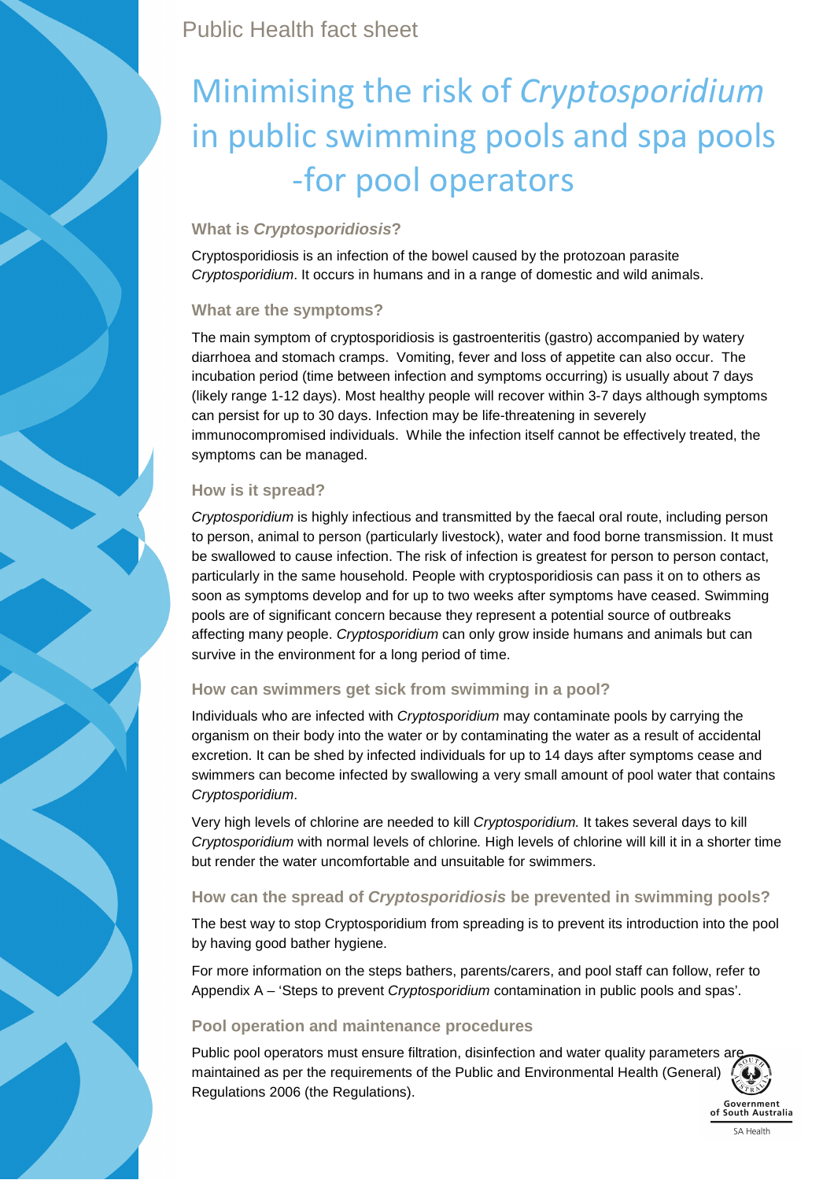Public Health fact sheet

# Minimising the risk of *Cryptosporidium* in public swimming pools and spa pools -for pool operators

### What is *Cryptosporidiosis*?

Cryptosporidiosis is an infection of the bowel caused by the protozoan parasite *Cryptosporidium*. It occurs in humans and in a range of domestic and wild animals.

### What are the symptoms?

The main symptom of cryptosporidiosis is gastroenteritis (gastro) accompanied by watery diarrhoea and stomach cramps. Vomiting, fever and loss of appetite can also occur. The incubation period (time between infection and symptoms occurring) is usually about 7 days (likely range 1-12 days). Most healthy people will recover within 3-7 days although symptoms can persist for up to 30 days. Infection may be life-threatening in severely immunocompromised individuals. While the infection itself cannot be effectively treated, the symptoms can be managed.

### How is it spread?

*Cryptosporidium* is highly infectious and transmitted by the faecal oral route, including person to person, animal to person (particularly livestock), water and food borne transmission. It must be swallowed to cause infection. The risk of infection is greatest for person to person contact, particularly in the same household. People with cryptosporidiosis can pass it on to others as soon as symptoms develop and for up to two weeks after symptoms have ceased. Swimming pools are of significant concern because they represent a potential source of outbreaks affecting many people. *Cryptosporidium* can only grow inside humans and animals but can survive in the environment for a long period of time.

### How can swimmers get sick from swimming in a pool?

Individuals who are infected with *Cryptosporidium* may contaminate pools by carrying the organism on their body into the water or by contaminating the water as a result of accidental excretion. It can be shed by infected individuals for up to 14 days after symptoms cease and swimmers can become infected by swallowing a very small amount of pool water that contains *Cryptosporidium*.

Very high levels of chlorine are needed to kill *Cryptosporidium.* It takes several days to kill *Cryptosporidium* with normal levels of chlorine. High levels of chlorine will kill it in a shorter time but render the water uncomfortable and unsuitable for swimmers.

### How can the spread of *Cryptosporidiosis* be prevented in swimming pools?

The best way to stop Cryptosporidium from spreading is to prevent its introduction into the pool by having good bather hygiene.

For more information on the steps bathers, parents/carers, and pool staff can follow, refer to Appendix A – 'Steps to prevent *Cryptosporidium* contamination in public pools and spas'.

### Pool operation and maintenance procedures

Public pool operators must ensure filtration, disinfection and water quality parameters are maintained as per the requirements of the Public and Environmental Health (General) Regulations 2006 (the Regulations).

Government of South Australia

SA Health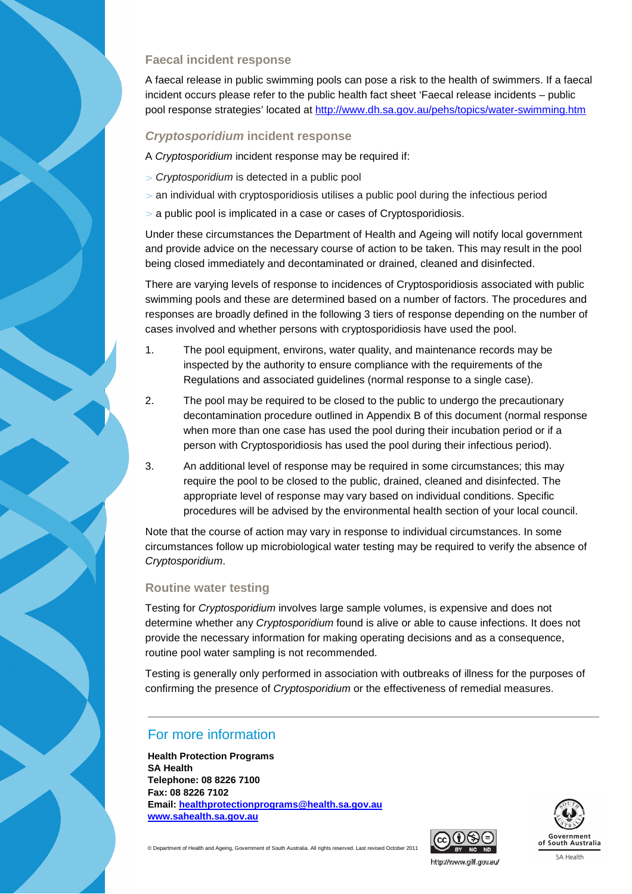## Faecal incident response

A faecal release in public swimming pools can pose a risk to the health of swimmers. If a faecal incident occurs please refer to the public health fact sheet 'Faecal release incidents – public pool response strategies' located at [http://www.dh.sa.gov.au/pehs/topics/water-swimming.htm](http://www.dh.sa.gov.au/pehs/topics/water-swimming.htm)

## *Cryptosporidium* incident response

A *Cryptosporidium* incident response may be required if:

- *Cryptosporidium* is detected in a public pool
- an individual with cryptosporidiosis utilises a public pool during the infectious period
- a public pool is implicated in a case or cases of Cryptosporidiosis.

Under these circumstances the Department of Health and Ageing will notify local government and provide advice on the necessary course of action to be taken. This may result in the pool being closed immediately and decontaminated or drained, cleaned and disinfected.

There are varying levels of response to incidences of Cryptosporidiosis associated with public swimming pools and these are determined based on a number of factors. The procedures and responses are broadly defined in the following 3 tiers of response depending on the number of cases involved and whether persons with cryptosporidiosis have used the pool.

1. The pool equipment, environs, water quality, and maintenance records may be inspected by the authority to ensure compliance with the requirements of the Regulations and associated guidelines (normal response to a single case).
2. The pool may be required to be closed to the public to undergo the precautionary decontamination procedure outlined in Appendix B of this document (normal response when more than one case has used the pool during their incubation period or if a person with Cryptosporidiosis has used the pool during their infectious period).
3. An additional level of response may be required in some circumstances; this may require the pool to be closed to the public, drained, cleaned and disinfected. The appropriate level of response may vary based on individual conditions. Specific procedures will be advised by the environmental health section of your local council.

Note that the course of action may vary in response to individual circumstances. In some circumstances follow up microbiological water testing may be required to verify the absence of *Cryptosporidium*.

## Routine water testing

Testing for *Cryptosporidium* involves large sample volumes, is expensive and does not determine whether any *Cryptosporidium* found is alive or able to cause infections. It does not provide the necessary information for making operating decisions and as a consequence, routine pool water sampling is not recommended.

Testing is generally only performed in association with outbreaks of illness for the purposes of confirming the presence of *Cryptosporidium* or the effectiveness of remedial measures.

## For more information

**Health Protection Programs**
**SA Health**
**Telephone: 08 8226 7100**
**Fax: 08 8226 7102**
**Email: [healthprotectionprograms@health.sa.gov.au](mailto:healthprotectionprograms@health.sa.gov.au)**
**[www.sahealth.sa.gov.au](http://www.sahealth.sa.gov.au)**

© Department of Health and Ageing, Government of South Australia. All rights reserved. Last revised October 2011

http://www.gilf.gov.au/

Government of South Australia
SA Health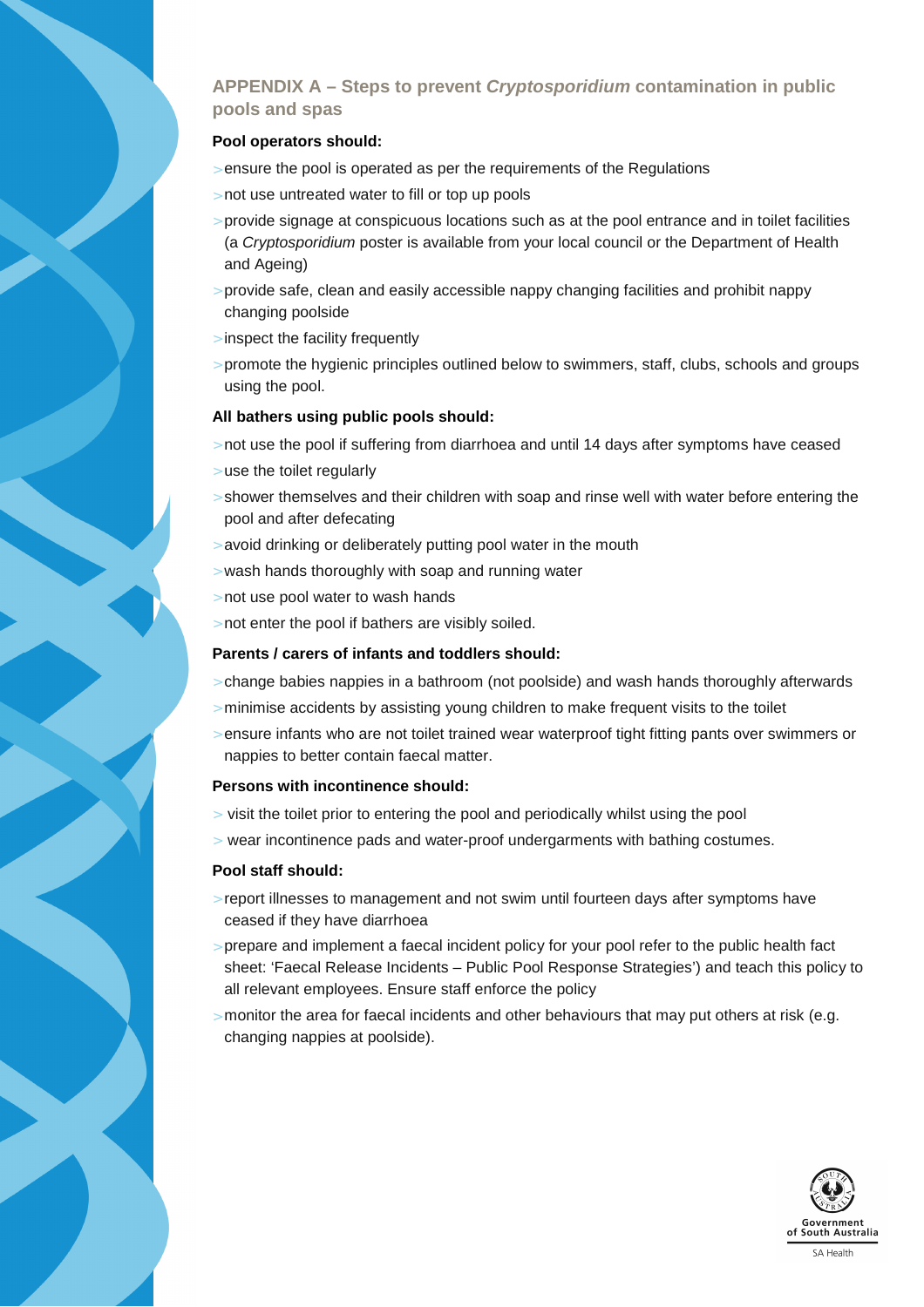## APPENDIX A – Steps to prevent *Cryptosporidium* contamination in public pools and spas

**Pool operators should:**

- ensure the pool is operated as per the requirements of the Regulations
- not use untreated water to fill or top up pools
- provide signage at conspicuous locations such as at the pool entrance and in toilet facilities (a *Cryptosporidium* poster is available from your local council or the Department of Health and Ageing)
- provide safe, clean and easily accessible nappy changing facilities and prohibit nappy changing poolside
- inspect the facility frequently
- promote the hygienic principles outlined below to swimmers, staff, clubs, schools and groups using the pool.

**All bathers using public pools should:**

- not use the pool if suffering from diarrhoea and until 14 days after symptoms have ceased
- use the toilet regularly
- shower themselves and their children with soap and rinse well with water before entering the pool and after defecating
- avoid drinking or deliberately putting pool water in the mouth
- wash hands thoroughly with soap and running water
- not use pool water to wash hands
- not enter the pool if bathers are visibly soiled.

**Parents / carers of infants and toddlers should:**

- change babies nappies in a bathroom (not poolside) and wash hands thoroughly afterwards
- minimise accidents by assisting young children to make frequent visits to the toilet
- ensure infants who are not toilet trained wear waterproof tight fitting pants over swimmers or nappies to better contain faecal matter.

**Persons with incontinence should:**

- visit the toilet prior to entering the pool and periodically whilst using the pool
- wear incontinence pads and water-proof undergarments with bathing costumes.

**Pool staff should:**

- report illnesses to management and not swim until fourteen days after symptoms have ceased if they have diarrhoea
- prepare and implement a faecal incident policy for your pool refer to the public health fact sheet: 'Faecal Release Incidents – Public Pool Response Strategies') and teach this policy to all relevant employees. Ensure staff enforce the policy
- monitor the area for faecal incidents and other behaviours that may put others at risk (e.g. changing nappies at poolside).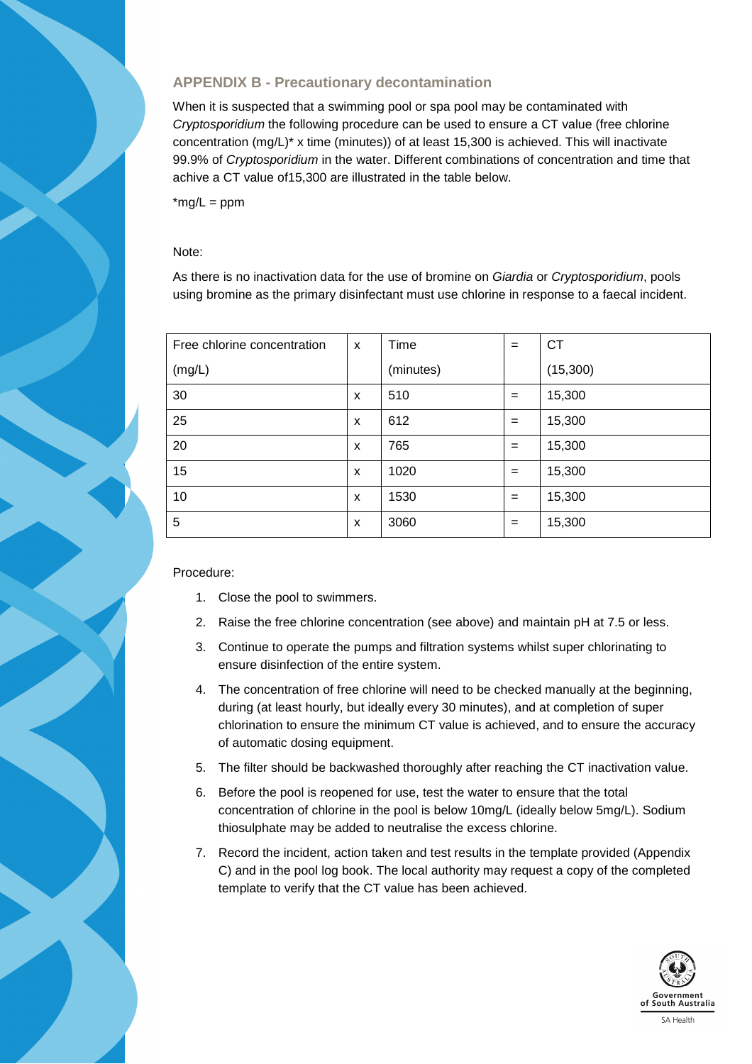## APPENDIX B - Precautionary decontamination

When it is suspected that a swimming pool or spa pool may be contaminated with *Cryptosporidium* the following procedure can be used to ensure a CT value (free chlorine concentration (mg/L)* x time (minutes)) of at least 15,300 is achieved. This will inactivate 99.9% of *Cryptosporidium* in the water. Different combinations of concentration and time that achive a CT value of15,300 are illustrated in the table below.

*mg/L = ppm

Note:

As there is no inactivation data for the use of bromine on *Giardia* or *Cryptosporidium*, pools using bromine as the primary disinfectant must use chlorine in response to a faecal incident.

| Free chlorine concentration (mg/L) | x | Time (minutes) | = | CT (15,300) |
|---|---|---|---|---|
| 30 | x | 510 | = | 15,300 |
| 25 | x | 612 | = | 15,300 |
| 20 | x | 765 | = | 15,300 |
| 15 | x | 1020 | = | 15,300 |
| 10 | x | 1530 | = | 15,300 |
| 5 | x | 3060 | = | 15,300 |

Procedure:

1. Close the pool to swimmers.
2. Raise the free chlorine concentration (see above) and maintain pH at 7.5 or less.
3. Continue to operate the pumps and filtration systems whilst super chlorinating to ensure disinfection of the entire system.
4. The concentration of free chlorine will need to be checked manually at the beginning, during (at least hourly, but ideally every 30 minutes), and at completion of super chlorination to ensure the minimum CT value is achieved, and to ensure the accuracy of automatic dosing equipment.
5. The filter should be backwashed thoroughly after reaching the CT inactivation value.
6. Before the pool is reopened for use, test the water to ensure that the total concentration of chlorine in the pool is below 10mg/L (ideally below 5mg/L). Sodium thiosulphate may be added to neutralise the excess chlorine.
7. Record the incident, action taken and test results in the template provided (Appendix C) and in the pool log book. The local authority may request a copy of the completed template to verify that the CT value has been achieved.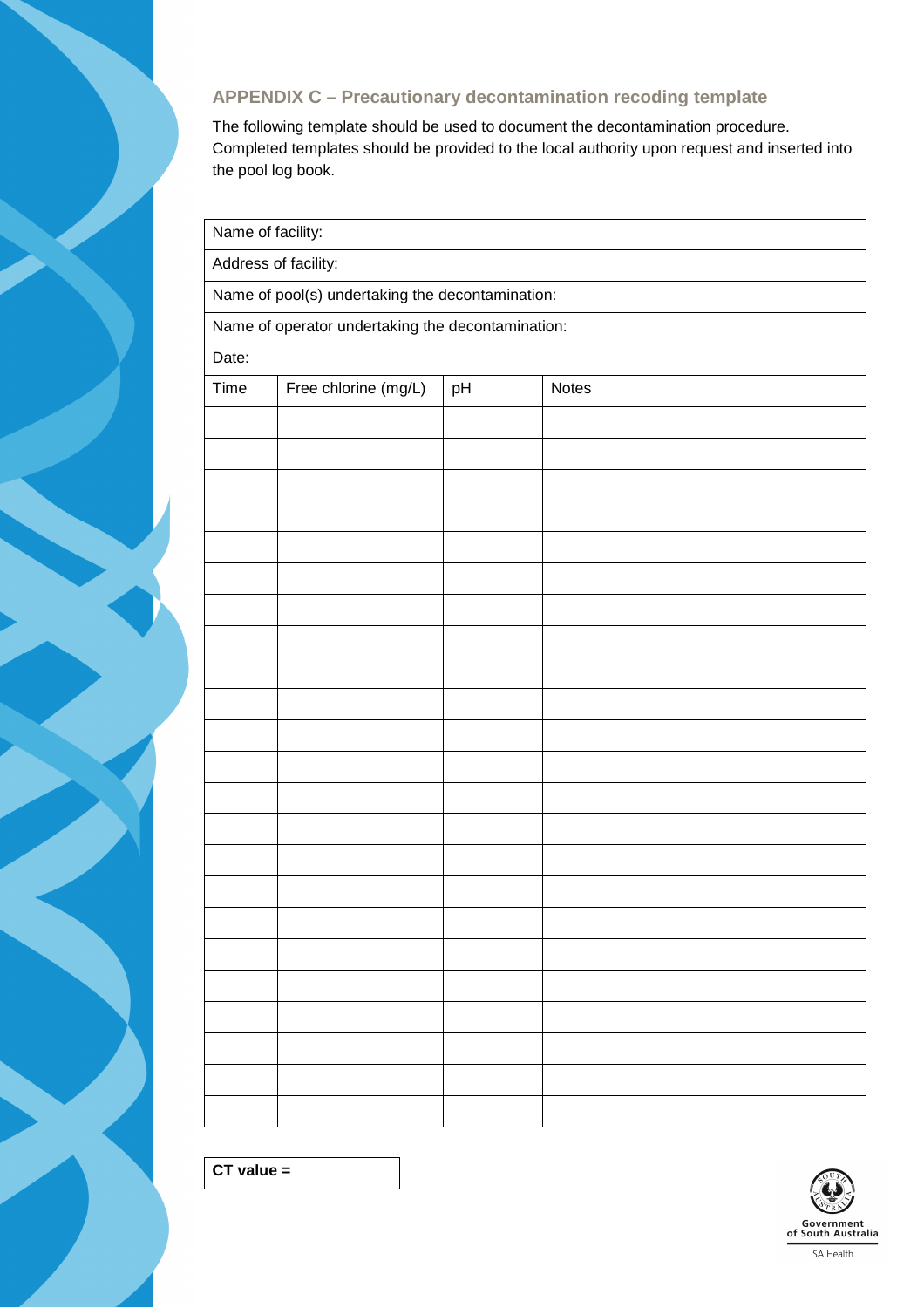## APPENDIX C – Precautionary decontamination recoding template

The following template should be used to document the decontamination procedure. Completed templates should be provided to the local authority upon request and inserted into the pool log book.

| | | | |
|---|---|---|---|
| Name of facility: | | | |
| Address of facility: | | | |
| Name of pool(s) undertaking the decontamination: | | | |
| Name of operator undertaking the decontamination: | | | |
| Date: | | | |
| Time | Free chlorine (mg/L) | pH | Notes |
| | | | |
| | | | |
| | | | |
| | | | |
| | | | |
| | | | |
| | | | |
| | | | |
| | | | |
| | | | |
| | | | |
| | | | |
| | | | |
| | | | |
| | | | |
| | | | |
| | | | |
| | | | |
| | | | |
| | | | |
| | | | |
| | | | |
| | | | |

| |
|---|
| **CT value =** |

Government of South Australia
SA Health